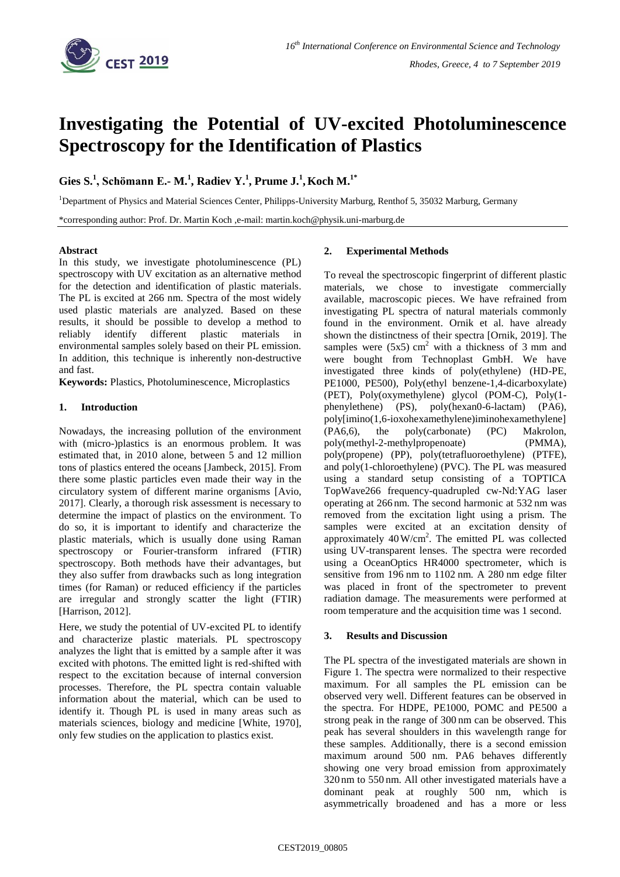# Investigating the Potential of UV-excited Photoluminescence Spectroscopy for the Identification of Plastics

**Gies S.[1], Schömann E.- M.[1], Radiev Y.[1], Prume J.[1], Koch M.[1*]**

[1]Department of Physics and Material Sciences Center, Philipps-University Marburg, Renthof 5, 35032 Marburg, Germany

*corresponding author: Prof. Dr. Martin Koch ,e-mail: martin.koch@physik.uni-marburg.de

### Abstract

In this study, we investigate photoluminescence (PL) spectroscopy with UV excitation as an alternative method for the detection and identification of plastic materials. The PL is excited at 266 nm. Spectra of the most widely used plastic materials are analyzed. Based on these results, it should be possible to develop a method to reliably identify different plastic materials in environmental samples solely based on their PL emission. In addition, this technique is inherently non-destructive and fast.

**Keywords:** Plastics, Photoluminescence, Microplastics

### 1. Introduction

Nowadays, the increasing pollution of the environment with (micro-)plastics is an enormous problem. It was estimated that, in 2010 alone, between 5 and 12 million tons of plastics entered the oceans [Jambeck, 2015]. From there some plastic particles even made their way in the circulatory system of different marine organisms [Avio, 2017]. Clearly, a thorough risk assessment is necessary to determine the impact of plastics on the environment. To do so, it is important to identify and characterize the plastic materials, which is usually done using Raman spectroscopy or Fourier-transform infrared (FTIR) spectroscopy. Both methods have their advantages, but they also suffer from drawbacks such as long integration times (for Raman) or reduced efficiency if the particles are irregular and strongly scatter the light (FTIR) [Harrison, 2012].

Here, we study the potential of UV-excited PL to identify and characterize plastic materials. PL spectroscopy analyzes the light that is emitted by a sample after it was excited with photons. The emitted light is red-shifted with respect to the excitation because of internal conversion processes. Therefore, the PL spectra contain valuable information about the material, which can be used to identify it. Though PL is used in many areas such as materials sciences, biology and medicine [White, 1970], only few studies on the application to plastics exist.

### 2. Experimental Methods

To reveal the spectroscopic fingerprint of different plastic materials, we chose to investigate commercially available, macroscopic pieces. We have refrained from investigating PL spectra of natural materials commonly found in the environment. Ornik et al. have already shown the distinctness of their spectra [Ornik, 2019]. The samples were (5x5) $cm^2$ with a thickness of 3 mm and were bought from Technoplast GmbH. We have investigated three kinds of poly(ethylene) (HD-PE, PE1000, PE500), Poly(ethyl benzene-1,4-dicarboxylate) (PET), Poly(oxymethylene) glycol (POM-C), Poly(1-phenylethene) (PS), poly(hexan0-6-lactam) (PA6), poly[imino(1,6-ioxohexamethylene)iminohexamethylene] (PA6,6), the poly(carbonate) (PC) Makrolon, poly(methyl-2-methylpropenoate) (PMMA), poly(propene) (PP), poly(tetrafluoroethylene) (PTFE), and poly(1-chloroethylene) (PVC). The PL was measured using a standard setup consisting of a TOPTICA TopWave266 frequency-quadrupled cw-Nd:YAG laser operating at 266 nm. The second harmonic at 532 nm was removed from the excitation light using a prism. The samples were excited at an excitation density of approximately 40 W/$cm^2$. The emitted PL was collected using UV-transparent lenses. The spectra were recorded using a OceanOptics HR4000 spectrometer, which is sensitive from 196 nm to 1102 nm. A 280 nm edge filter was placed in front of the spectrometer to prevent radiation damage. The measurements were performed at room temperature and the acquisition time was 1 second.

### 3. Results and Discussion

The PL spectra of the investigated materials are shown in Figure 1. The spectra were normalized to their respective maximum. For all samples the PL emission can be observed very well. Different features can be observed in the spectra. For HDPE, PE1000, POMC and PE500 a strong peak in the range of 300 nm can be observed. This peak has several shoulders in this wavelength range for these samples. Additionally, there is a second emission maximum around 500 nm. PA6 behaves differently showing one very broad emission from approximately 320 nm to 550 nm. All other investigated materials have a dominant peak at roughly 500 nm, which is asymmetrically broadened and has a more or less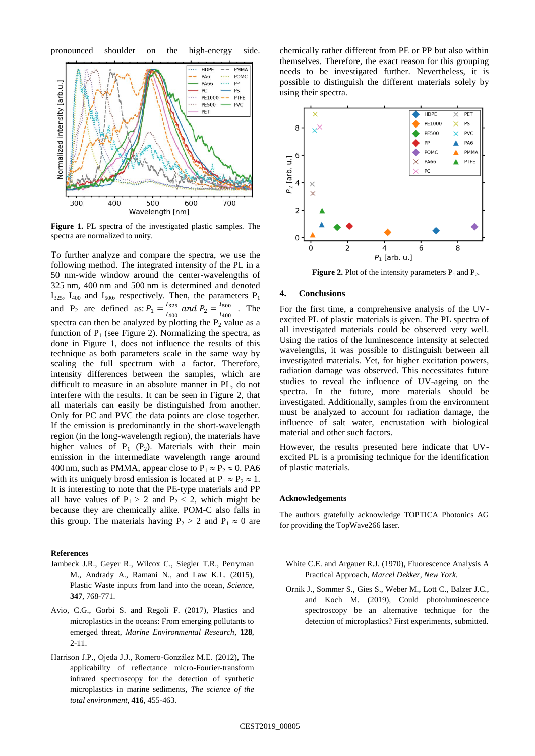pronounced shoulder on the high-energy side.

Normalized intensity [arb.u.]

Wavelength [nm]

300 400 500 600 700

HDPE PMMA PA6 POMC PA66 PP PC PS PE1000 PTFE PE500 PVC PET

**Figure 1.** PL spectra of the investigated plastic samples. The spectra are normalized to unity.

To further analyze and compare the spectra, we use the following method. The integrated intensity of the PL in a 50 nm-wide window around the center-wavelengths of 325 nm, 400 nm and 500 nm is determined and denoted $I_{325}$, $I_{400}$ and $I_{500}$, respectively. Then, the parameters $P_1$ and $P_2$ are defined as: $P_1 = \frac{I_{325}}{I_{400}}$ *and* $P_2 = \frac{I_{500}}{I_{400}}$. The spectra can then be analyzed by plotting the $P_2$ value as a function of $P_1$ (see Figure 2). Normalizing the spectra, as done in Figure 1, does not influence the results of this technique as both parameters scale in the same way by scaling the full spectrum with a factor. Therefore, intensity differences between the samples, which are difficult to measure in an absolute manner in PL, do not interfere with the results. It can be seen in Figure 2, that all materials can easily be distinguished from another. Only for PC and PVC the data points are close together. If the emission is predominantly in the short-wavelength region (in the long-wavelength region), the materials have higher values of $P_1$ ($P_2$). Materials with their main emission in the intermediate wavelength range around 400 nm, such as PMMA, appear close to $P_1 \approx P_2 \approx 0$. PA6 with its uniquely brosd emission is located at $P_1 \approx P_2 \approx 1$. It is interesting to note that the PE-type materials and PP all have values of $P_1 > 2$ and $P_2 < 2$, which might be because they are chemically alike. POM-C also falls in this group. The materials having $P_2 > 2$ and $P_1 \approx 0$ are chemically rather different from PE or PP but also within themselves. Therefore, the exact reason for this grouping needs to be investigated further. Nevertheless, it is possible to distinguish the different materials solely by using their spectra.

$P_2$ [arb. u.]

$P_1$ [arb. u.]

0 2 4 6 8

HDPE PET PE1000 PS PE500 PVC PP PA6 POMC PMMA PA66 PTFE PC

**Figure 2.** Plot of the intensity parameters $P_1$ and $P_2$.

## 4. Conclusions

For the first time, a comprehensive analysis of the UV-excited PL of plastic materials is given. The PL spectra of all investigated materials could be observed very well. Using the ratios of the luminescence intensity at selected wavelengths, it was possible to distinguish between all investigated materials. Yet, for higher excitation powers, radiation damage was observed. This necessitates future studies to reveal the influence of UV-ageing on the spectra. In the future, more materials should be investigated. Additionally, samples from the environment must be analyzed to account for radiation damage, the influence of salt water, encrustation with biological material and other such factors.

However, the results presented here indicate that UV-excited PL is a promising technique for the identification of plastic materials.

### Acknowledgements

The authors gratefully acknowledge TOPTICA Photonics AG for providing the TopWave266 laser.

### References

Jambeck J.R., Geyer R., Wilcox C., Siegler T.R., Perryman M., Andrady A., Ramani N., and Law K.L. (2015), Plastic Waste inputs from land into the ocean, *Science*, **347**, 768-771.

Avio, C.G., Gorbi S. and Regoli F. (2017), Plastics and microplastics in the oceans: From emerging pollutants to emerged threat, *Marine Environmental Research*, **128**, 2-11.

Harrison J.P., Ojeda J.J., Romero-González M.E. (2012), The applicability of reflectance micro-Fourier-transform infrared spectroscopy for the detection of synthetic microplastics in marine sediments, *The science of the total environment*, **416**, 455-463.

White C.E. and Argauer R.J. (1970), Fluorescence Analysis A Practical Approach, *Marcel Dekker, New York*.

Ornik J., Sommer S., Gies S., Weber M., Lott C., Balzer J.C., and Koch M. (2019), Could photoluminescence spectroscopy be an alternative technique for the detection of microplastics? First experiments, submitted.